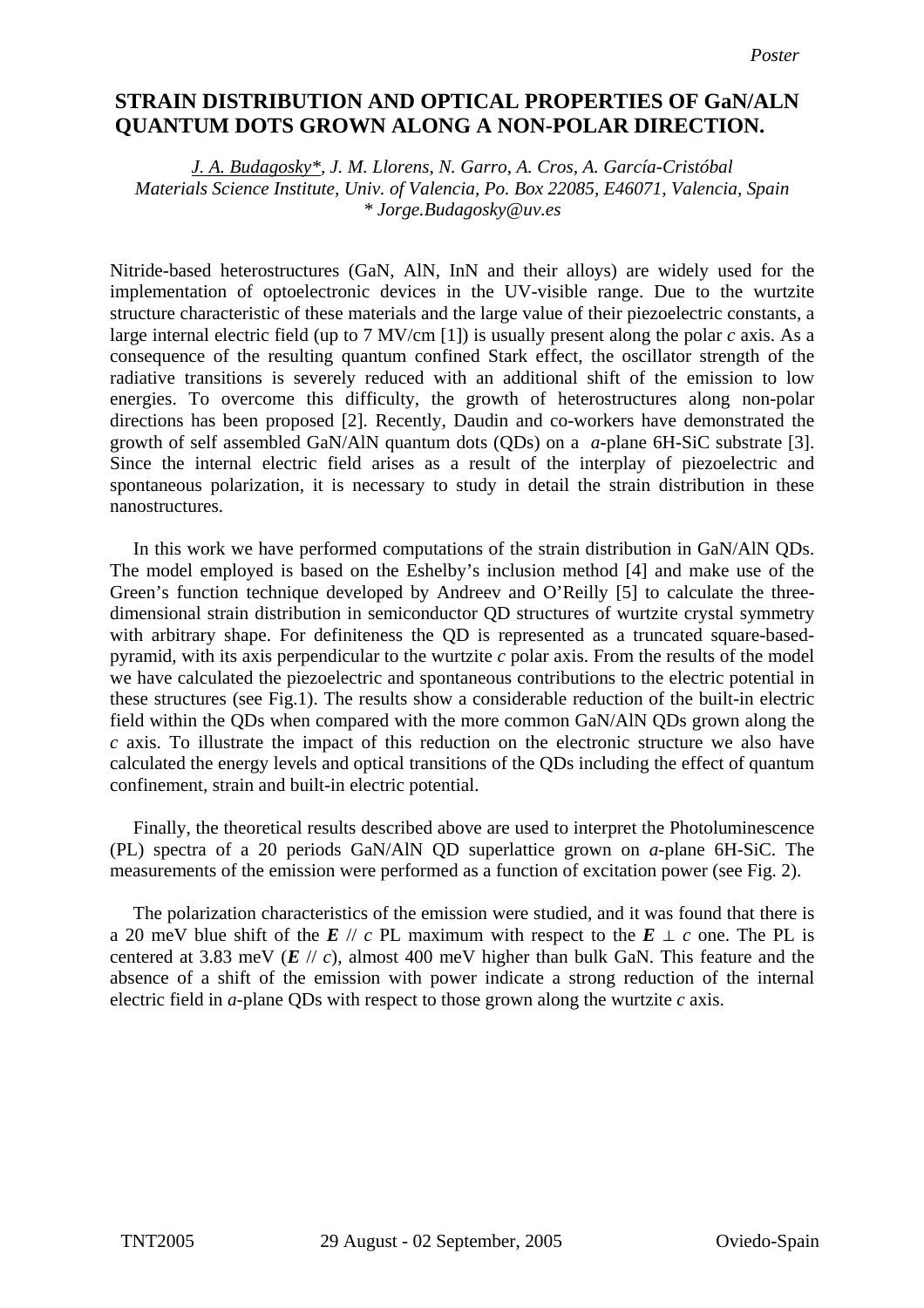*Poster*

# STRAIN DISTRIBUTION AND OPTICAL PROPERTIES OF GaN/ALN QUANTUM DOTS GROWN ALONG A NON-POLAR DIRECTION.

*J. A. Budagosky\*, J. M. Llorens, N. Garro, A. Cros, A. García-Cristóbal*
*Materials Science Institute, Univ. of Valencia, Po. Box 22085, E46071, Valencia, Spain*
*\* Jorge.Budagosky@uv.es*

Nitride-based heterostructures (GaN, AlN, InN and their alloys) are widely used for the implementation of optoelectronic devices in the UV-visible range. Due to the wurtzite structure characteristic of these materials and the large value of their piezoelectric constants, a large internal electric field (up to 7 MV/cm [1]) is usually present along the polar *c* axis. As a consequence of the resulting quantum confined Stark effect, the oscillator strength of the radiative transitions is severely reduced with an additional shift of the emission to low energies. To overcome this difficulty, the growth of heterostructures along non-polar directions has been proposed [2]. Recently, Daudin and co-workers have demonstrated the growth of self assembled GaN/AlN quantum dots (QDs) on a *a*-plane 6H-SiC substrate [3]. Since the internal electric field arises as a result of the interplay of piezoelectric and spontaneous polarization, it is necessary to study in detail the strain distribution in these nanostructures.

In this work we have performed computations of the strain distribution in GaN/AlN QDs. The model employed is based on the Eshelby's inclusion method [4] and make use of the Green's function technique developed by Andreev and O'Reilly [5] to calculate the three-dimensional strain distribution in semiconductor QD structures of wurtzite crystal symmetry with arbitrary shape. For definiteness the QD is represented as a truncated square-based-pyramid, with its axis perpendicular to the wurtzite *c* polar axis. From the results of the model we have calculated the piezoelectric and spontaneous contributions to the electric potential in these structures (see Fig.1). The results show a considerable reduction of the built-in electric field within the QDs when compared with the more common GaN/AlN QDs grown along the *c* axis. To illustrate the impact of this reduction on the electronic structure we also have calculated the energy levels and optical transitions of the QDs including the effect of quantum confinement, strain and built-in electric potential.

Finally, the theoretical results described above are used to interpret the Photoluminescence (PL) spectra of a 20 periods GaN/AlN QD superlattice grown on *a*-plane 6H-SiC. The measurements of the emission were performed as a function of excitation power (see Fig. 2).

The polarization characteristics of the emission were studied, and it was found that there is a 20 meV blue shift of the $\boldsymbol{E} \parallel c$ PL maximum with respect to the $\boldsymbol{E} \perp c$ one. The PL is centered at 3.83 meV ($\boldsymbol{E} \parallel c$), almost 400 meV higher than bulk GaN. This feature and the absence of a shift of the emission with power indicate a strong reduction of the internal electric field in *a*-plane QDs with respect to those grown along the wurtzite *c* axis.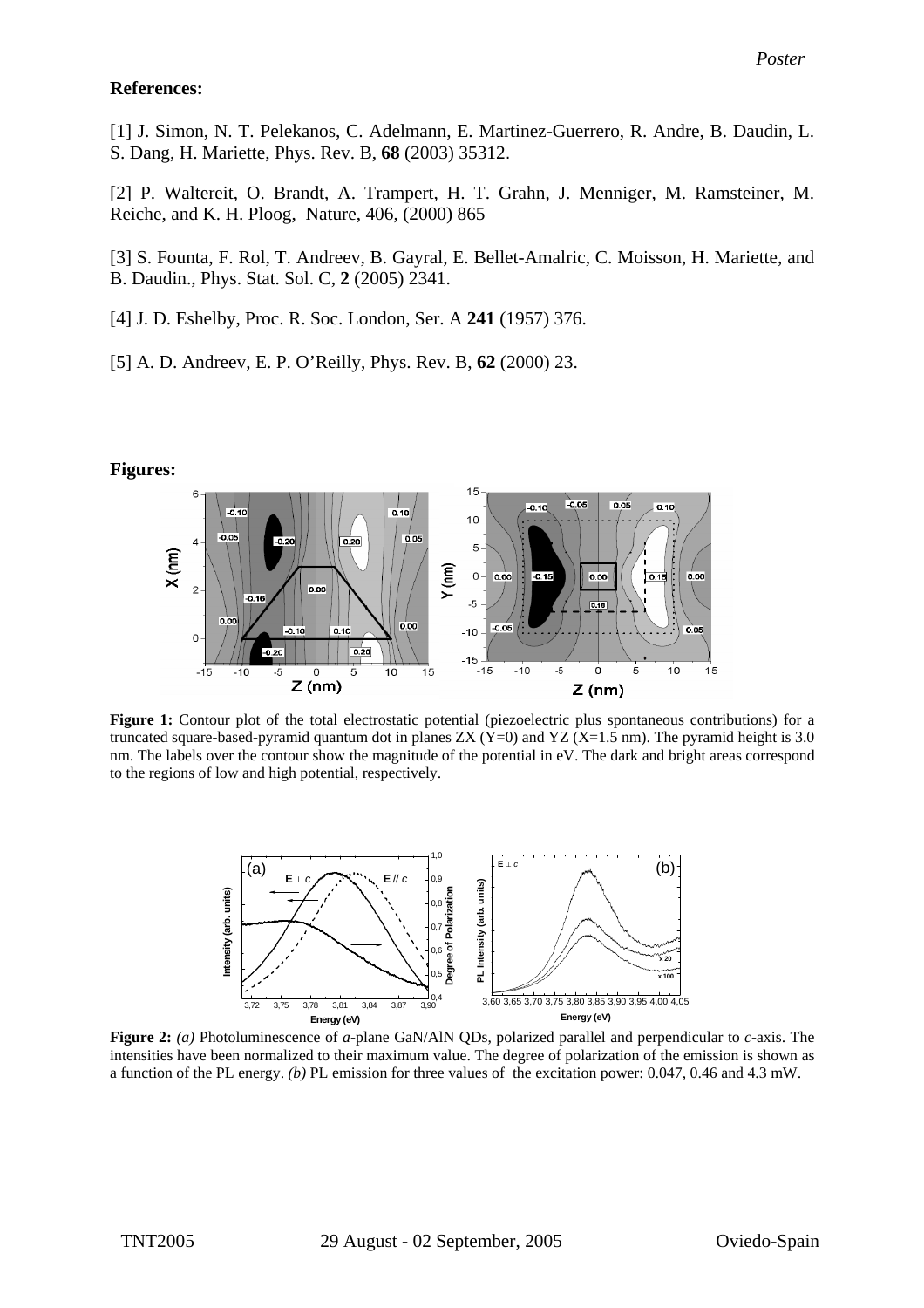## References:

[1] J. Simon, N. T. Pelekanos, C. Adelmann, E. Martinez-Guerrero, R. Andre, B. Daudin, L. S. Dang, H. Mariette, Phys. Rev. B, **68** (2003) 35312.

[2] P. Waltereit, O. Brandt, A. Trampert, H. T. Grahn, J. Menniger, M. Ramsteiner, M. Reiche, and K. H. Ploog, Nature, 406, (2000) 865

[3] S. Founta, F. Rol, T. Andreev, B. Gayral, E. Bellet-Amalric, C. Moisson, H. Mariette, and B. Daudin., Phys. Stat. Sol. C, **2** (2005) 2341.

[4] J. D. Eshelby, Proc. R. Soc. London, Ser. A **241** (1957) 376.

[5] A. D. Andreev, E. P. O'Reilly, Phys. Rev. B, **62** (2000) 23.

## Figures:

X (nm)
-0.10 0.10
-0.05 -0.20 0.20 0.05
-0.16 0.00
0.00 -0.10 0.10 0.00
-0.20 0.20
Z (nm)

Y (nm)
-0.10 -0.05 0.05 0.10
0.00 -0.15 0.00 0.15 0.00
0.16
-0.05 0.05
Z (nm)

**Figure 1:** Contour plot of the total electrostatic potential (piezoelectric plus spontaneous contributions) for a truncated square-based-pyramid quantum dot in planes ZX (Y=0) and YZ (X=1.5 nm). The pyramid height is 3.0 nm. The labels over the contour show the magnitude of the potential in eV. The dark and bright areas correspond to the regions of low and high potential, respectively.

(a)
E ⊥ c
E // c
Intensity (arb. units)
Degree of Polarization
Energy (eV)

(b)
E ⊥ c
PL Intensity (arb. units)
x 20
x 100
Energy (eV)

**Figure 2:** *(a)* Photoluminescence of *a*-plane GaN/AlN QDs, polarized parallel and perpendicular to *c*-axis. The intensities have been normalized to their maximum value. The degree of polarization of the emission is shown as a function of the PL energy. *(b)* PL emission for three values of the excitation power: 0.047, 0.46 and 4.3 mW.